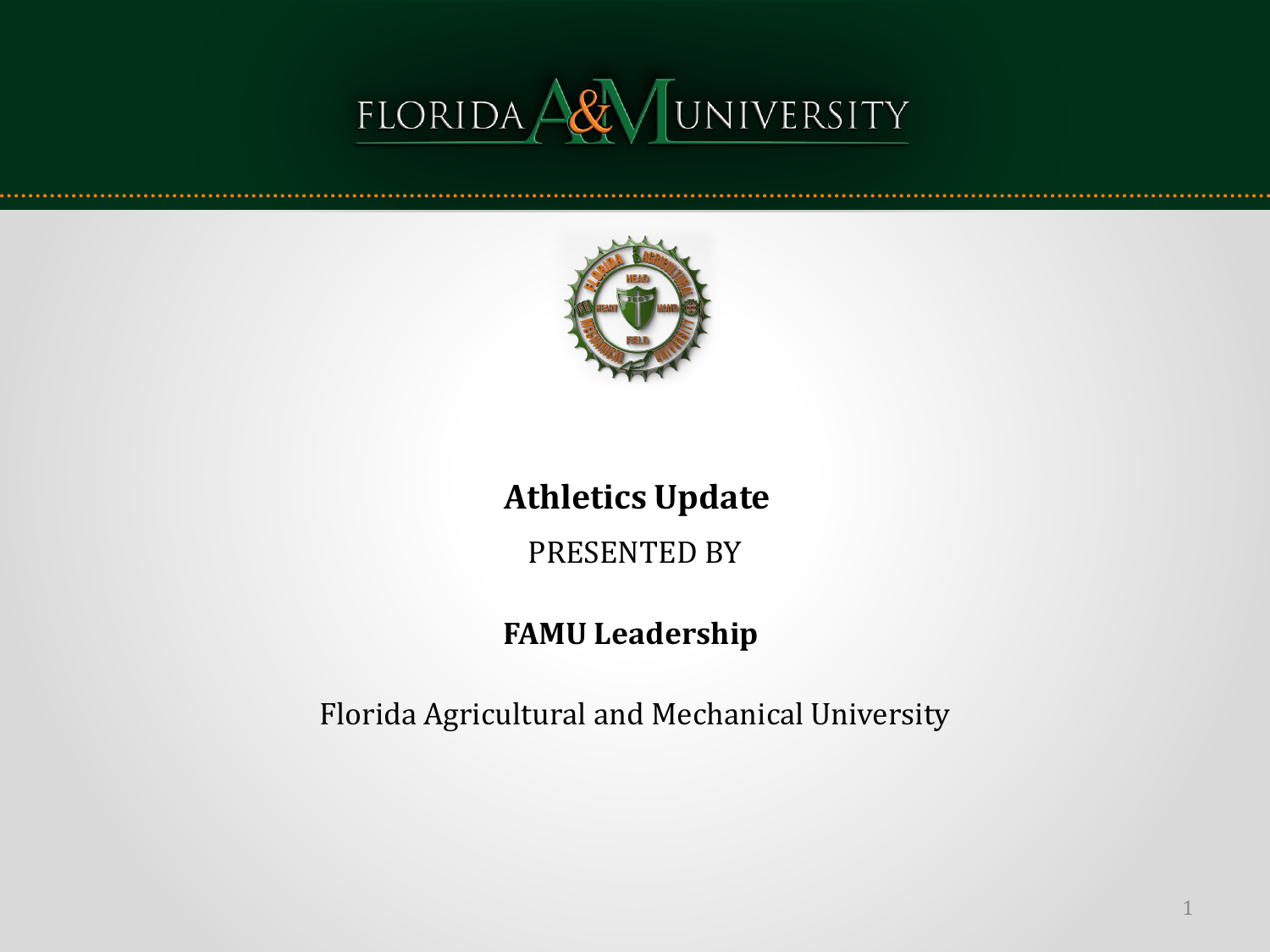# Athletics Update

PRESENTED BY

**FAMU Leadership**

Florida Agricultural and Mechanical University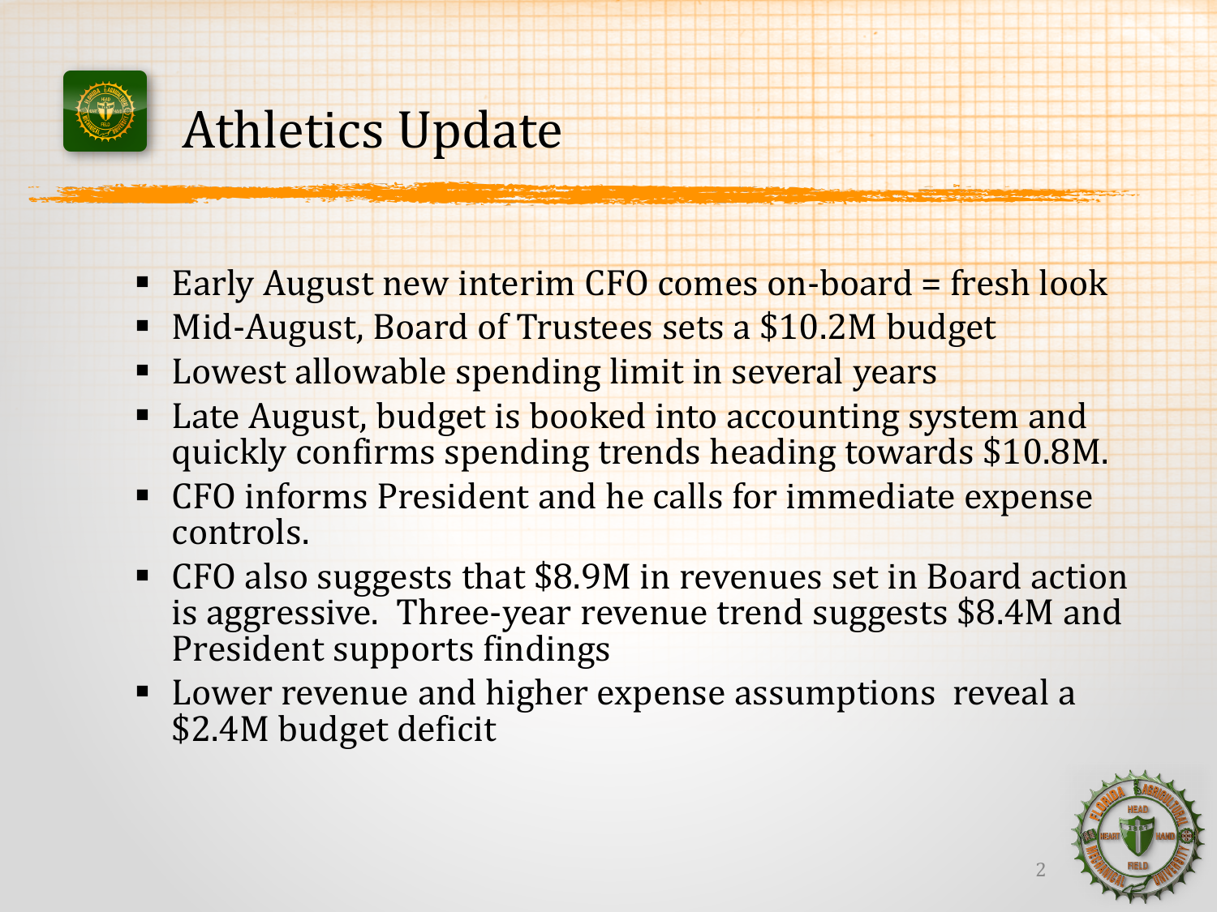# Athletics Update

- Early August new interim CFO comes on-board = fresh look
- Mid-August, Board of Trustees sets a $10.2M budget
- Lowest allowable spending limit in several years
- Late August, budget is booked into accounting system and quickly confirms spending trends heading towards $10.8M.
- CFO informs President and he calls for immediate expense controls.
- CFO also suggests that $8.9M in revenues set in Board action is aggressive. Three-year revenue trend suggests $8.4M and President supports findings
- Lower revenue and higher expense assumptions reveal a $2.4M budget deficit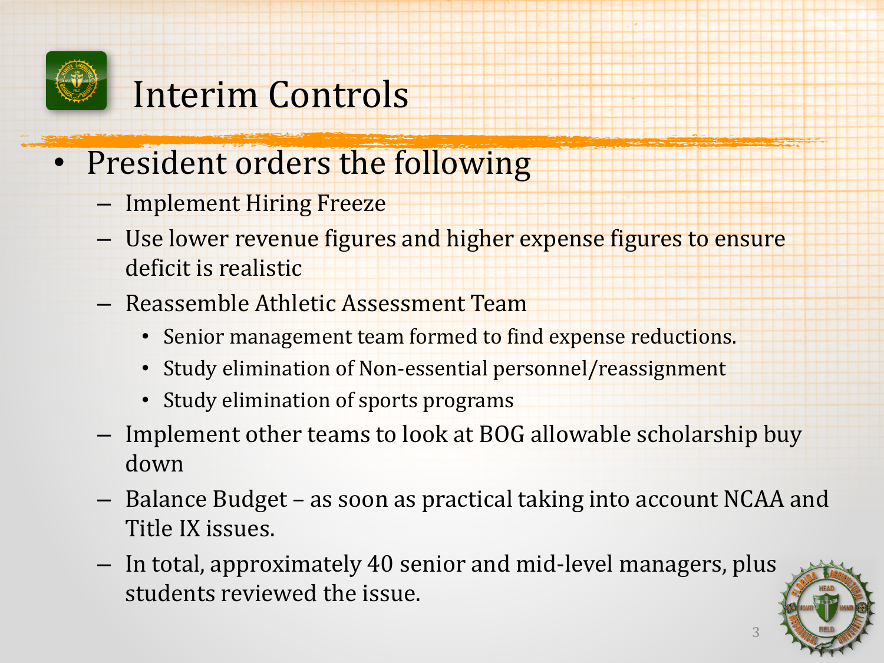# Interim Controls

- President orders the following
  - Implement Hiring Freeze
  - Use lower revenue figures and higher expense figures to ensure deficit is realistic
  - Reassemble Athletic Assessment Team
    - Senior management team formed to find expense reductions.
    - Study elimination of Non-essential personnel/reassignment
    - Study elimination of sports programs
  - Implement other teams to look at BOG allowable scholarship buy down
  - Balance Budget – as soon as practical taking into account NCAA and Title IX issues.
  - In total, approximately 40 senior and mid-level managers, plus students reviewed the issue.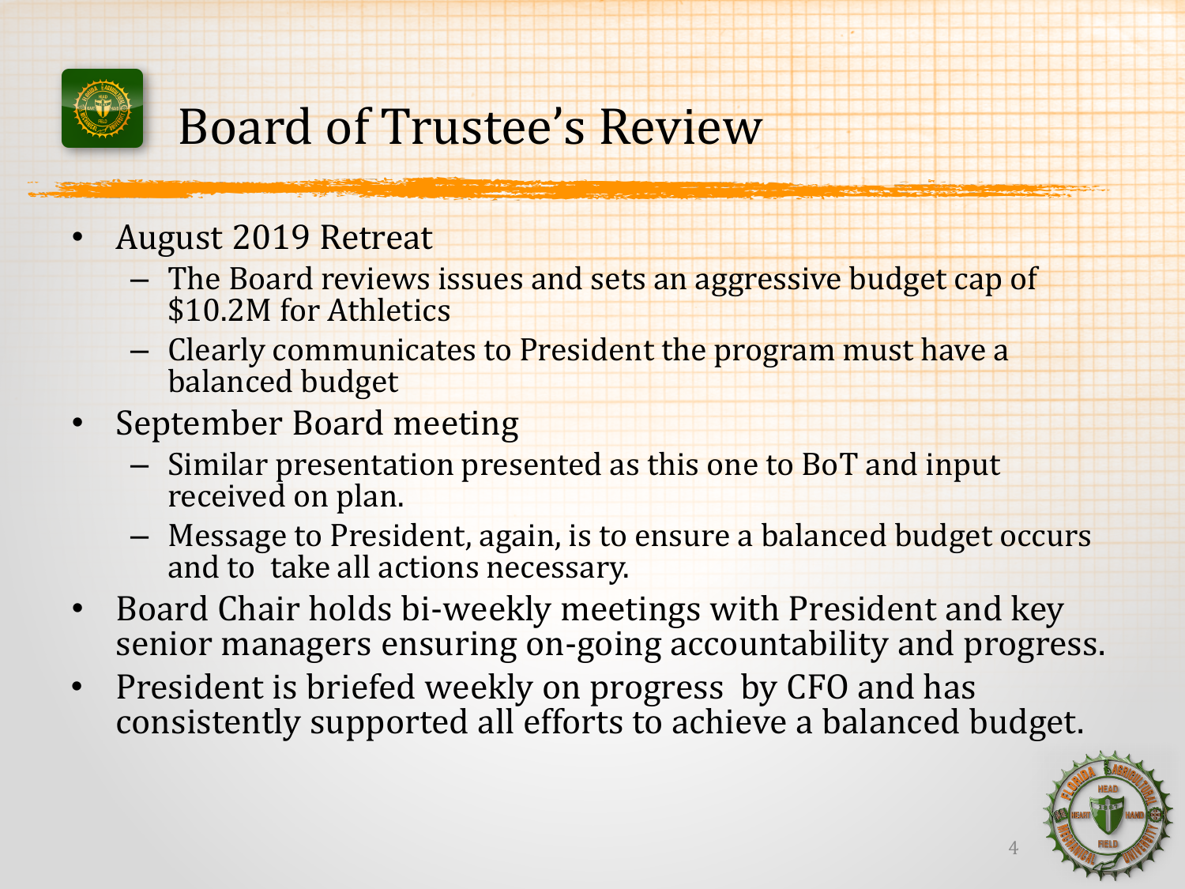# Board of Trustee's Review

- August 2019 Retreat
  - The Board reviews issues and sets an aggressive budget cap of $10.2M for Athletics
  - Clearly communicates to President the program must have a balanced budget
- September Board meeting
  - Similar presentation presented as this one to BoT and input received on plan.
  - Message to President, again, is to ensure a balanced budget occurs and to take all actions necessary.
- Board Chair holds bi-weekly meetings with President and key senior managers ensuring on-going accountability and progress.
- President is briefed weekly on progress by CFO and has consistently supported all efforts to achieve a balanced budget.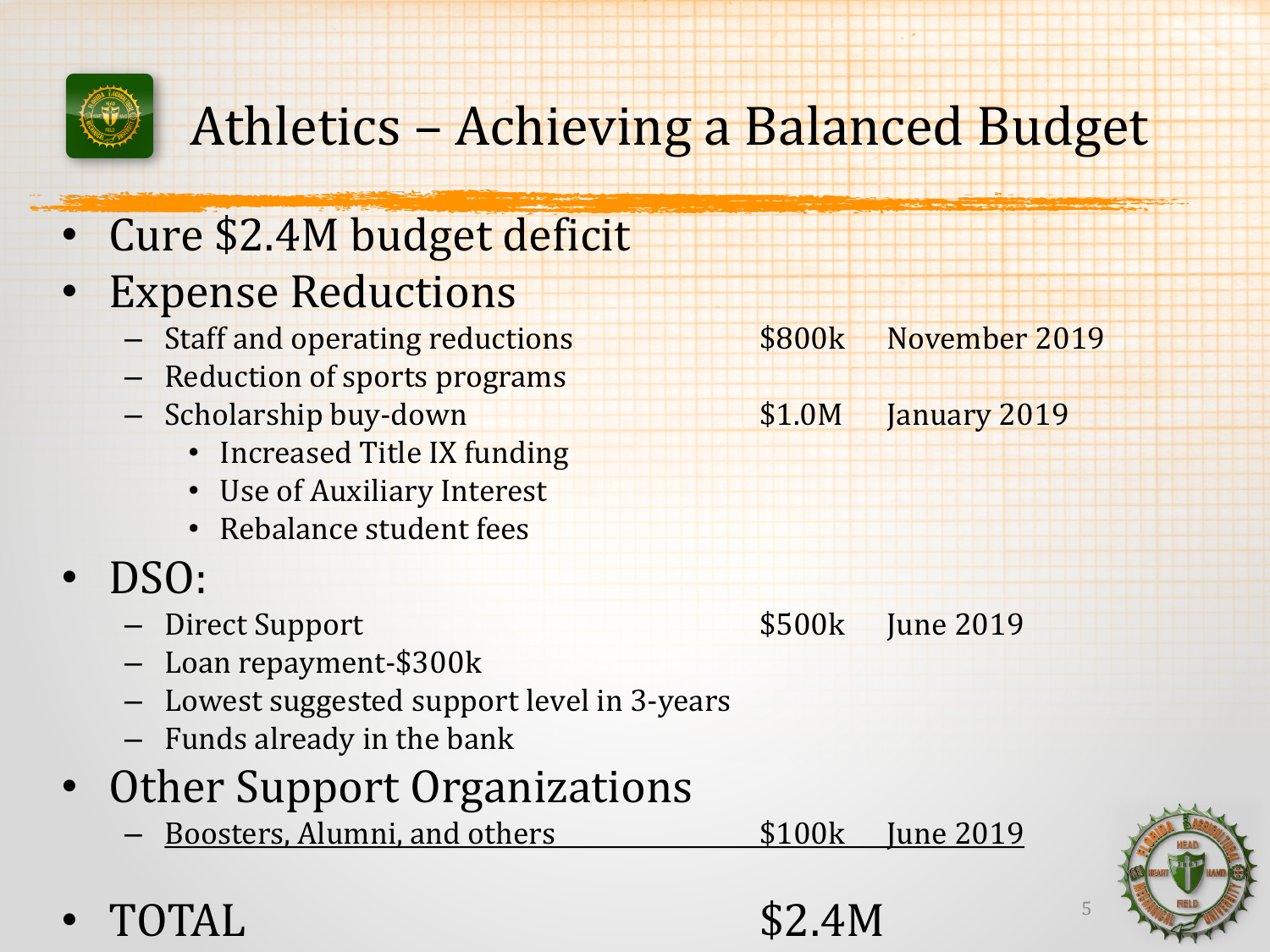# Athletics – Achieving a Balanced Budget

- Cure \$2.4M budget deficit
- Expense Reductions
  - Staff and operating reductions — \$800k — November 2019
  - Reduction of sports programs
  - Scholarship buy-down — \$1.0M — January 2019
    - Increased Title IX funding
    - Use of Auxiliary Interest
    - Rebalance student fees
- DSO:
  - Direct Support — \$500k — June 2019
  - Loan repayment-\$300k
  - Lowest suggested support level in 3-years
  - Funds already in the bank
- Other Support Organizations
  - Boosters, Alumni, and others — \$100k — June 2019
- TOTAL — \$2.4M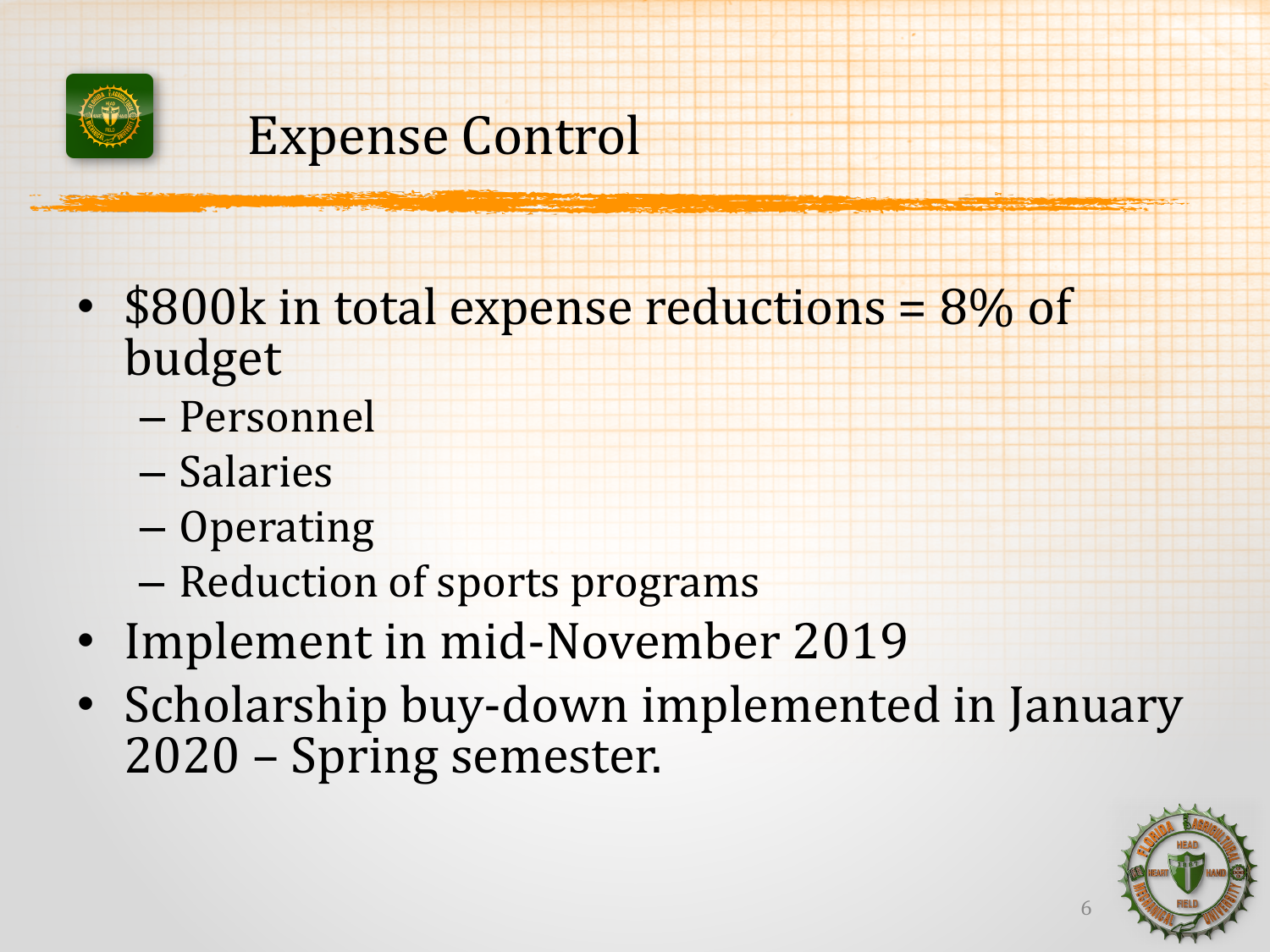# Expense Control

- $800k in total expense reductions = 8% of budget
  - Personnel
  - Salaries
  - Operating
  - Reduction of sports programs
- Implement in mid-November 2019
- Scholarship buy-down implemented in January 2020 – Spring semester.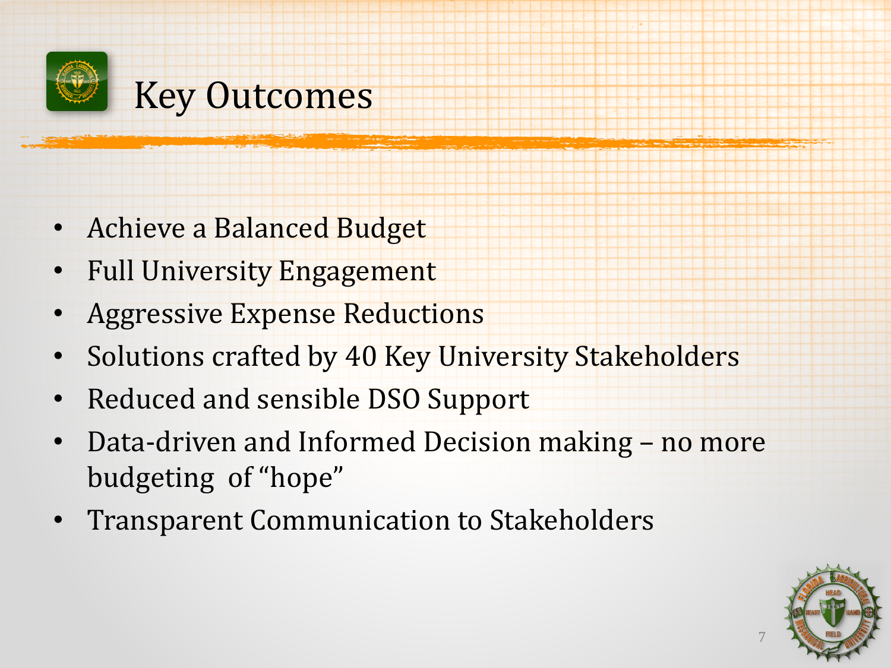# Key Outcomes

- Achieve a Balanced Budget
- Full University Engagement
- Aggressive Expense Reductions
- Solutions crafted by 40 Key University Stakeholders
- Reduced and sensible DSO Support
- Data-driven and Informed Decision making – no more budgeting of "hope"
- Transparent Communication to Stakeholders